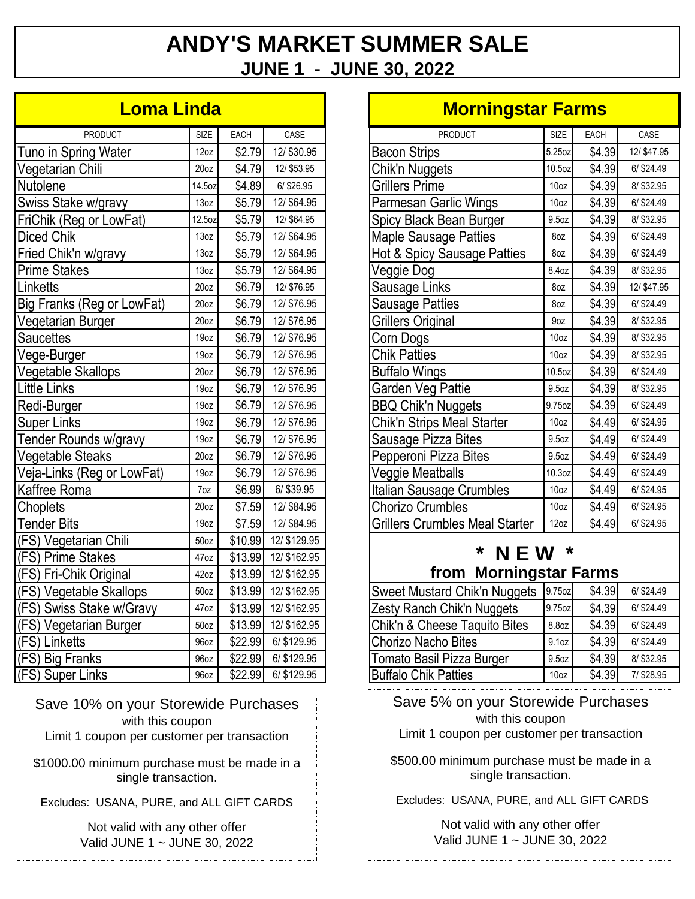# ANDY'S MARKET SUMMER SALE

## JUNE 1 - JUNE 30, 2022

## Loma Linda

| PRODUCT | SIZE | EACH | CASE |
|---|---|---|---|
| Tuno in Spring Water | 12oz | $2.79 | 12/ $30.95 |
| Vegetarian Chili | 20oz | $4.79 | 12/ $53.95 |
| Nutolene | 14.5oz | $4.89 | 6/ $26.95 |
| Swiss Stake w/gravy | 13oz | $5.79 | 12/ $64.95 |
| FriChik (Reg or LowFat) | 12.5oz | $5.79 | 12/ $64.95 |
| Diced Chik | 13oz | $5.79 | 12/ $64.95 |
| Fried Chik'n w/gravy | 13oz | $5.79 | 12/ $64.95 |
| Prime Stakes | 13oz | $5.79 | 12/ $64.95 |
| Linketts | 20oz | $6.79 | 12/ $76.95 |
| Big Franks (Reg or LowFat) | 20oz | $6.79 | 12/ $76.95 |
| Vegetarian Burger | 20oz | $6.79 | 12/ $76.95 |
| Saucettes | 19oz | $6.79 | 12/ $76.95 |
| Vege-Burger | 19oz | $6.79 | 12/ $76.95 |
| Vegetable Skallops | 20oz | $6.79 | 12/ $76.95 |
| Little Links | 19oz | $6.79 | 12/ $76.95 |
| Redi-Burger | 19oz | $6.79 | 12/ $76.95 |
| Super Links | 19oz | $6.79 | 12/ $76.95 |
| Tender Rounds w/gravy | 19oz | $6.79 | 12/ $76.95 |
| Vegetable Steaks | 20oz | $6.79 | 12/ $76.95 |
| Veja-Links (Reg or LowFat) | 19oz | $6.79 | 12/ $76.95 |
| Kaffree Roma | 7oz | $6.99 | 6/ $39.95 |
| Choplets | 20oz | $7.59 | 12/ $84.95 |
| Tender Bits | 19oz | $7.59 | 12/ $84.95 |
| (FS) Vegetarian Chili | 50oz | $10.99 | 12/ $129.95 |
| (FS) Prime Stakes | 47oz | $13.99 | 12/ $162.95 |
| (FS) Fri-Chik Original | 42oz | $13.99 | 12/ $162.95 |
| (FS) Vegetable Skallops | 50oz | $13.99 | 12/ $162.95 |
| (FS) Swiss Stake w/Gravy | 47oz | $13.99 | 12/ $162.95 |
| (FS) Vegetarian Burger | 50oz | $13.99 | 12/ $162.95 |
| (FS) Linketts | 96oz | $22.99 | 6/ $129.95 |
| (FS) Big Franks | 96oz | $22.99 | 6/ $129.95 |
| (FS) Super Links | 96oz | $22.99 | 6/ $129.95 |

Save 10% on your Storewide Purchases
with this coupon
Limit 1 coupon per customer per transaction

$1000.00 minimum purchase must be made in a single transaction.

Excludes: USANA, PURE, and ALL GIFT CARDS

Not valid with any other offer
Valid JUNE 1 ~ JUNE 30, 2022

## Morningstar Farms

| PRODUCT | SIZE | EACH | CASE |
|---|---|---|---|
| Bacon Strips | 5.25oz | $4.39 | 12/ $47.95 |
| Chik'n Nuggets | 10.5oz | $4.39 | 6/ $24.49 |
| Grillers Prime | 10oz | $4.39 | 8/ $32.95 |
| Parmesan Garlic Wings | 10oz | $4.39 | 6/ $24.49 |
| Spicy Black Bean Burger | 9.5oz | $4.39 | 8/ $32.95 |
| Maple Sausage Patties | 8oz | $4.39 | 6/ $24.49 |
| Hot & Spicy Sausage Patties | 8oz | $4.39 | 6/ $24.49 |
| Veggie Dog | 8.4oz | $4.39 | 8/ $32.95 |
| Sausage Links | 8oz | $4.39 | 12/ $47.95 |
| Sausage Patties | 8oz | $4.39 | 6/ $24.49 |
| Grillers Original | 9oz | $4.39 | 8/ $32.95 |
| Corn Dogs | 10oz | $4.39 | 8/ $32.95 |
| Chik Patties | 10oz | $4.39 | 8/ $32.95 |
| Buffalo Wings | 10.5oz | $4.39 | 6/ $24.49 |
| Garden Veg Pattie | 9.5oz | $4.39 | 8/ $32.95 |
| BBQ Chik'n Nuggets | 9.75oz | $4.39 | 6/ $24.49 |
| Chik'n Strips Meal Starter | 10oz | $4.49 | 6/ $24.95 |
| Sausage Pizza Bites | 9.5oz | $4.49 | 6/ $24.49 |
| Pepperoni Pizza Bites | 9.5oz | $4.49 | 6/ $24.49 |
| Veggie Meatballs | 10.3oz | $4.49 | 6/ $24.49 |
| Italian Sausage Crumbles | 10oz | $4.49 | 6/ $24.95 |
| Chorizo Crumbles | 10oz | $4.49 | 6/ $24.95 |
| Grillers Crumbles Meal Starter | 12oz | $4.49 | 6/ $24.95 |

### * N E W *
### from Morningstar Farms

| PRODUCT | SIZE | EACH | CASE |
|---|---|---|---|
| Sweet Mustard Chik'n Nuggets | 9.75oz | $4.39 | 6/ $24.49 |
| Zesty Ranch Chik'n Nuggets | 9.75oz | $4.39 | 6/ $24.49 |
| Chik'n & Cheese Taquito Bites | 8.8oz | $4.39 | 6/ $24.49 |
| Chorizo Nacho Bites | 9.1oz | $4.39 | 6/ $24.49 |
| Tomato Basil Pizza Burger | 9.5oz | $4.39 | 8/ $32.95 |
| Buffalo Chik Patties | 10oz | $4.39 | 7/ $28.95 |

Save 5% on your Storewide Purchases
with this coupon
Limit 1 coupon per customer per transaction

$500.00 minimum purchase must be made in a single transaction.

Excludes: USANA, PURE, and ALL GIFT CARDS

Not valid with any other offer
Valid JUNE 1 ~ JUNE 30, 2022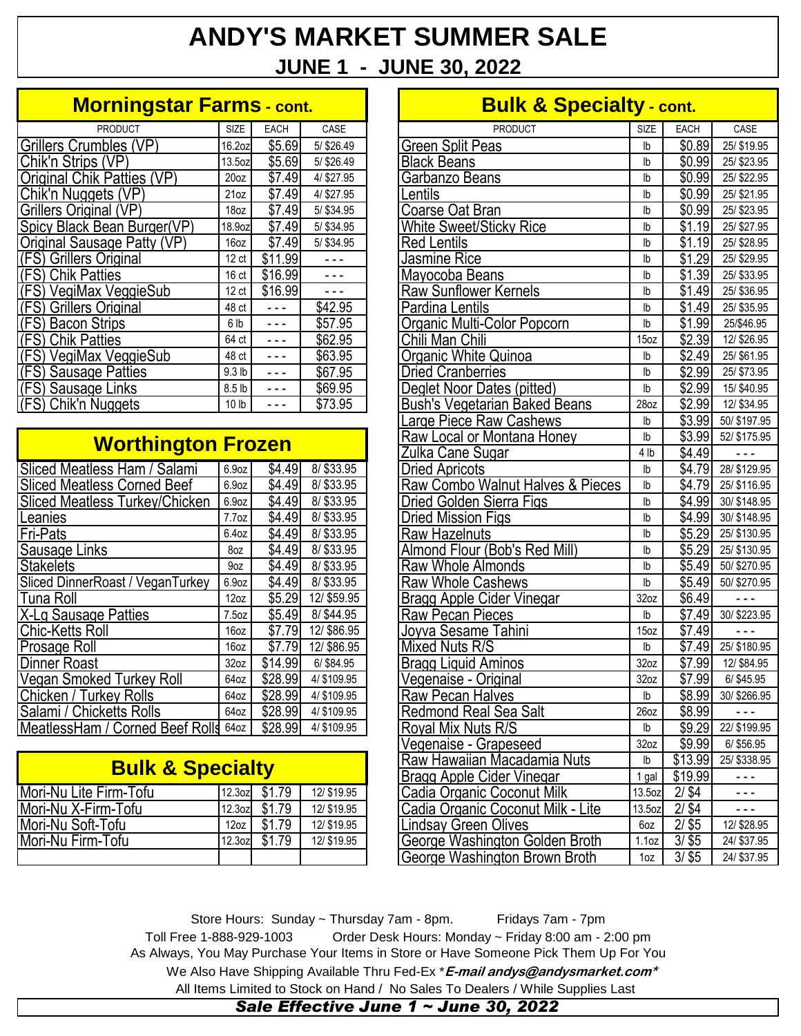# ANDY'S MARKET SUMMER SALE

## JUNE 1 - JUNE 30, 2022

## Morningstar Farms - cont.

| PRODUCT | SIZE | EACH | CASE |
|---|---|---|---|
| Grillers Crumbles (VP) | 16.2oz | $5.69 | 5/ $26.49 |
| Chik'n Strips (VP) | 13.5oz | $5.69 | 5/ $26.49 |
| Original Chik Patties (VP) | 20oz | $7.49 | 4/ $27.95 |
| Chik'n Nuggets (VP) | 21oz | $7.49 | 4/ $27.95 |
| Grillers Original (VP) | 18oz | $7.49 | 5/ $34.95 |
| Spicy Black Bean Burger(VP) | 18.9oz | $7.49 | 5/ $34.95 |
| Original Sausage Patty (VP) | 16oz | $7.49 | 5/ $34.95 |
| (FS) Grillers Original | 12 ct | $11.99 | - - - |
| (FS) Chik Patties | 16 ct | $16.99 | - - - |
| (FS) VegiMax VeggieSub | 12 ct | $16.99 | - - - |
| (FS) Grillers Original | 48 ct | - - - | $42.95 |
| (FS) Bacon Strips | 6 lb | - - - | $57.95 |
| (FS) Chik Patties | 64 ct | - - - | $62.95 |
| (FS) VegiMax VeggieSub | 48 ct | - - - | $63.95 |
| (FS) Sausage Patties | 9.3 lb | - - - | $67.95 |
| (FS) Sausage Links | 8.5 lb | - - - | $69.95 |
| (FS) Chik'n Nuggets | 10 lb | - - - | $73.95 |

## Worthington Frozen

| PRODUCT | SIZE | EACH | CASE |
|---|---|---|---|
| Sliced Meatless Ham / Salami | 6.9oz | $4.49 | 8/ $33.95 |
| Sliced Meatless Corned Beef | 6.9oz | $4.49 | 8/ $33.95 |
| Sliced Meatless Turkey/Chicken | 6.9oz | $4.49 | 8/ $33.95 |
| Leanies | 7.7oz | $4.49 | 8/ $33.95 |
| Fri-Pats | 6.4oz | $4.49 | 8/ $33.95 |
| Sausage Links | 8oz | $4.49 | 8/ $33.95 |
| Stakelets | 9oz | $4.49 | 8/ $33.95 |
| Sliced DinnerRoast / VeganTurkey | 6.9oz | $4.49 | 8/ $33.95 |
| Tuna Roll | 12oz | $5.29 | 12/ $59.95 |
| X-Lg Sausage Patties | 7.5oz | $5.49 | 8/ $44.95 |
| Chic-Ketts Roll | 16oz | $7.79 | 12/ $86.95 |
| Prosage Roll | 16oz | $7.79 | 12/ $86.95 |
| Dinner Roast | 32oz | $14.99 | 6/ $84.95 |
| Vegan Smoked Turkey Roll | 64oz | $28.99 | 4/ $109.95 |
| Chicken / Turkey Rolls | 64oz | $28.99 | 4/ $109.95 |
| Salami / Chicketts Rolls | 64oz | $28.99 | 4/ $109.95 |
| MeatlessHam / Corned Beef Rolls | 64oz | $28.99 | 4/ $109.95 |

## Bulk & Specialty

| PRODUCT | SIZE | EACH | CASE |
|---|---|---|---|
| Mori-Nu Lite Firm-Tofu | 12.3oz | $1.79 | 12/ $19.95 |
| Mori-Nu X-Firm-Tofu | 12.3oz | $1.79 | 12/ $19.95 |
| Mori-Nu Soft-Tofu | 12oz | $1.79 | 12/ $19.95 |
| Mori-Nu Firm-Tofu | 12.3oz | $1.79 | 12/ $19.95 |

## Bulk & Specialty - cont.

| PRODUCT | SIZE | EACH | CASE |
|---|---|---|---|
| Green Split Peas | lb | $0.89 | 25/ $19.95 |
| Black Beans | lb | $0.99 | 25/ $23.95 |
| Garbanzo Beans | lb | $0.99 | 25/ $22.95 |
| Lentils | lb | $0.99 | 25/ $21.95 |
| Coarse Oat Bran | lb | $0.99 | 25/ $23.95 |
| White Sweet/Sticky Rice | lb | $1.19 | 25/ $27.95 |
| Red Lentils | lb | $1.19 | 25/ $28.95 |
| Jasmine Rice | lb | $1.29 | 25/ $29.95 |
| Mayocoba Beans | lb | $1.39 | 25/ $33.95 |
| Raw Sunflower Kernels | lb | $1.49 | 25/ $36.95 |
| Pardina Lentils | lb | $1.49 | 25/ $35.95 |
| Organic Multi-Color Popcorn | lb | $1.99 | 25/$46.95 |
| Chili Man Chili | 15oz | $2.39 | 12/ $26.95 |
| Organic White Quinoa | lb | $2.49 | 25/ $61.95 |
| Dried Cranberries | lb | $2.99 | 25/ $73.95 |
| Deglet Noor Dates (pitted) | lb | $2.99 | 15/ $40.95 |
| Bush's Vegetarian Baked Beans | 28oz | $2.99 | 12/ $34.95 |
| Large Piece Raw Cashews | lb | $3.99 | 50/ $197.95 |
| Raw Local or Montana Honey | lb | $3.99 | 52/ $175.95 |
| Zulka Cane Sugar | 4 lb | $4.49 | - - - |
| Dried Apricots | lb | $4.79 | 28/ $129.95 |
| Raw Combo Walnut Halves & Pieces | lb | $4.79 | 25/ $116.95 |
| Dried Golden Sierra Figs | lb | $4.99 | 30/ $148.95 |
| Dried Mission Figs | lb | $4.99 | 30/ $148.95 |
| Raw Hazelnuts | lb | $5.29 | 25/ $130.95 |
| Almond Flour (Bob's Red Mill) | lb | $5.29 | 25/ $130.95 |
| Raw Whole Almonds | lb | $5.49 | 50/ $270.95 |
| Raw Whole Cashews | lb | $5.49 | 50/ $270.95 |
| Bragg Apple Cider Vinegar | 32oz | $6.49 | - - - |
| Raw Pecan Pieces | lb | $7.49 | 30/ $223.95 |
| Joyva Sesame Tahini | 15oz | $7.49 | - - - |
| Mixed Nuts R/S | lb | $7.49 | 25/ $180.95 |
| Bragg Liquid Aminos | 32oz | $7.99 | 12/ $84.95 |
| Vegenaise - Original | 32oz | $7.99 | 6/ $45.95 |
| Raw Pecan Halves | lb | $8.99 | 30/ $266.95 |
| Redmond Real Sea Salt | 26oz | $8.99 | - - - |
| Royal Mix Nuts R/S | lb | $9.29 | 22/ $199.95 |
| Vegenaise - Grapeseed | 32oz | $9.99 | 6/ $56.95 |
| Raw Hawaiian Macadamia Nuts | lb | $13.99 | 25/ $338.95 |
| Bragg Apple Cider Vinegar | 1 gal | $19.99 | - - - |
| Cadia Organic Coconut Milk | 13.5oz | 2/ $4 | - - - |
| Cadia Organic Coconut Milk - Lite | 13.5oz | 2/ $4 | - - - |
| Lindsay Green Olives | 6oz | 2/ $5 | 12/ $28.95 |
| George Washington Golden Broth | 1.1oz | 3/ $5 | 24/ $37.95 |
| George Washington Brown Broth | 1oz | 3/ $5 | 24/ $37.95 |

Store Hours: Sunday ~ Thursday 7am - 8pm. Fridays 7am - 7pm

Toll Free 1-888-929-1003 Order Desk Hours: Monday ~ Friday 8:00 am - 2:00 pm

As Always, You May Purchase Your Items in Store or Have Someone Pick Them Up For You

We Also Have Shipping Available Thru Fed-Ex ****E-mail andys@andysmarket.com****

All Items Limited to Stock on Hand / No Sales To Dealers / While Supplies Last

***Sale Effective June 1 ~ June 30, 2022***